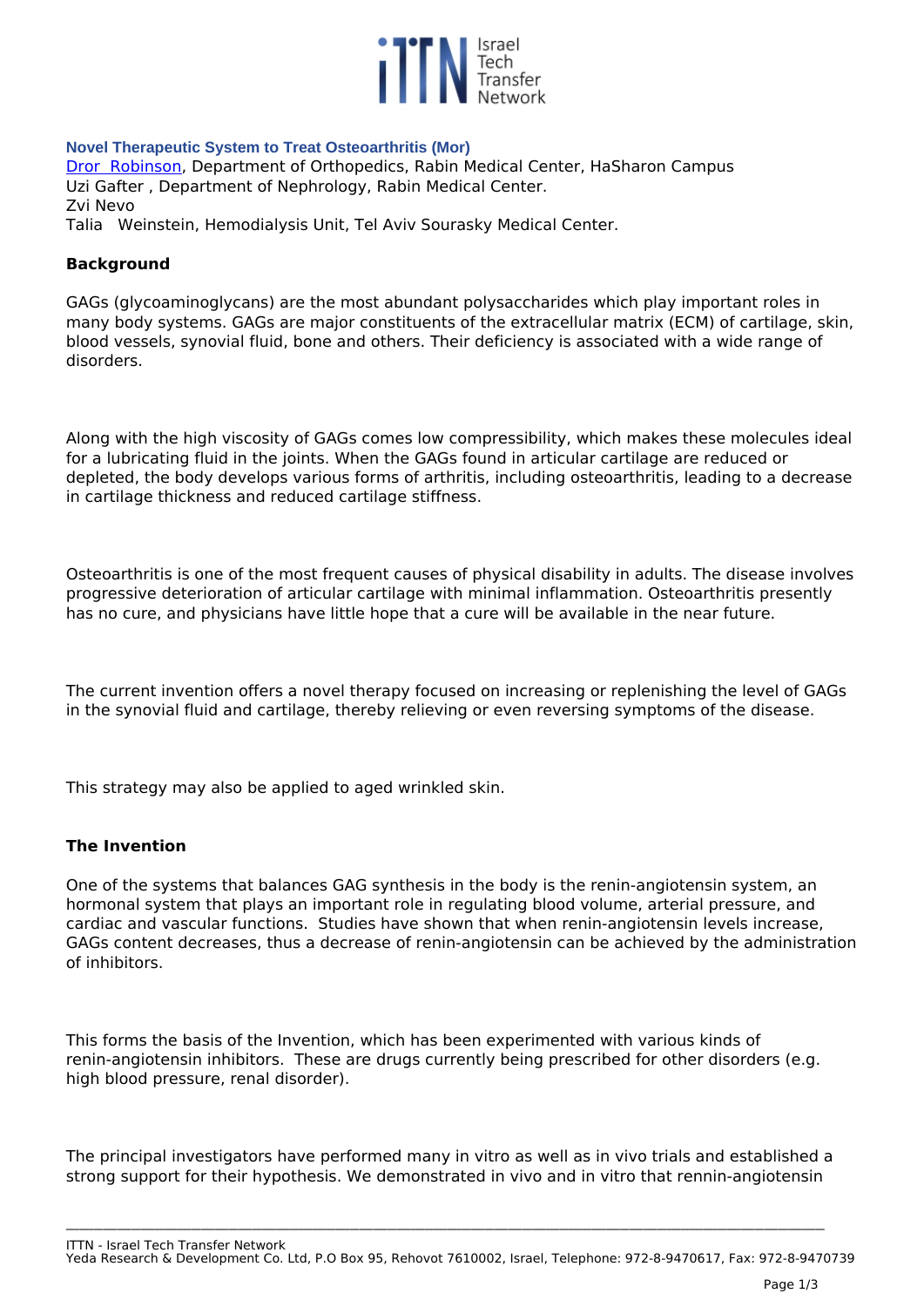### Novel Therapeutic System to Treat Osteoarthritis (Mor)

Dror Robinson, Department of Orthopedics, Rabin Medical Center, HaSharon Campus
Uzi Gafter , Department of Nephrology, Rabin Medical Center.
Zvi Nevo
Talia Weinstein, Hemodialysis Unit, Tel Aviv Sourasky Medical Center.

**Background**

GAGs (glycoaminoglycans) are the most abundant polysaccharides which play important roles in many body systems. GAGs are major constituents of the extracellular matrix (ECM) of cartilage, skin, blood vessels, synovial fluid, bone and others. Their deficiency is associated with a wide range of disorders.

Along with the high viscosity of GAGs comes low compressibility, which makes these molecules ideal for a lubricating fluid in the joints. When the GAGs found in articular cartilage are reduced or depleted, the body develops various forms of arthritis, including osteoarthritis, leading to a decrease in cartilage thickness and reduced cartilage stiffness.

Osteoarthritis is one of the most frequent causes of physical disability in adults. The disease involves progressive deterioration of articular cartilage with minimal inflammation. Osteoarthritis presently has no cure, and physicians have little hope that a cure will be available in the near future.

The current invention offers a novel therapy focused on increasing or replenishing the level of GAGs in the synovial fluid and cartilage, thereby relieving or even reversing symptoms of the disease.

This strategy may also be applied to aged wrinkled skin.

**The Invention**

One of the systems that balances GAG synthesis in the body is the renin-angiotensin system, an hormonal system that plays an important role in regulating blood volume, arterial pressure, and cardiac and vascular functions. Studies have shown that when renin-angiotensin levels increase, GAGs content decreases, thus a decrease of renin-angiotensin can be achieved by the administration of inhibitors.

This forms the basis of the Invention, which has been experimented with various kinds of renin-angiotensin inhibitors. These are drugs currently being prescribed for other disorders (e.g. high blood pressure, renal disorder).

The principal investigators have performed many in vitro as well as in vivo trials and established a strong support for their hypothesis. We demonstrated in vivo and in vitro that rennin-angiotensin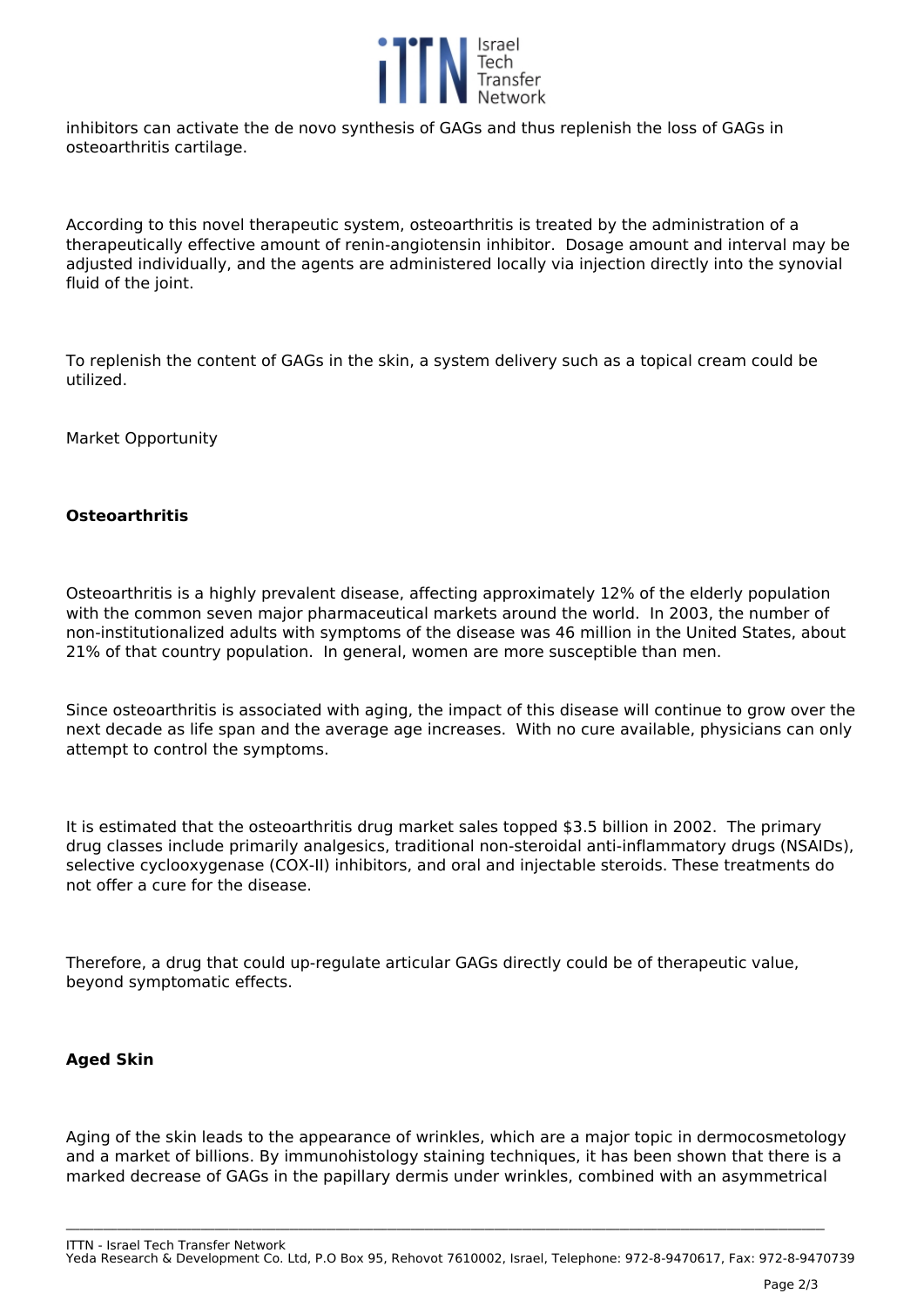inhibitors can activate the de novo synthesis of GAGs and thus replenish the loss of GAGs in osteoarthritis cartilage.

According to this novel therapeutic system, osteoarthritis is treated by the administration of a therapeutically effective amount of renin-angiotensin inhibitor. Dosage amount and interval may be adjusted individually, and the agents are administered locally via injection directly into the synovial fluid of the joint.

To replenish the content of GAGs in the skin, a system delivery such as a topical cream could be utilized.

Market Opportunity

**Osteoarthritis**

Osteoarthritis is a highly prevalent disease, affecting approximately 12% of the elderly population with the common seven major pharmaceutical markets around the world. In 2003, the number of non-institutionalized adults with symptoms of the disease was 46 million in the United States, about 21% of that country population. In general, women are more susceptible than men.

Since osteoarthritis is associated with aging, the impact of this disease will continue to grow over the next decade as life span and the average age increases. With no cure available, physicians can only attempt to control the symptoms.

It is estimated that the osteoarthritis drug market sales topped $3.5 billion in 2002. The primary drug classes include primarily analgesics, traditional non-steroidal anti-inflammatory drugs (NSAIDs), selective cyclooxygenase (COX-II) inhibitors, and oral and injectable steroids. These treatments do not offer a cure for the disease.

Therefore, a drug that could up-regulate articular GAGs directly could be of therapeutic value, beyond symptomatic effects.

**Aged Skin**

Aging of the skin leads to the appearance of wrinkles, which are a major topic in dermocosmetology and a market of billions. By immunohistology staining techniques, it has been shown that there is a marked decrease of GAGs in the papillary dermis under wrinkles, combined with an asymmetrical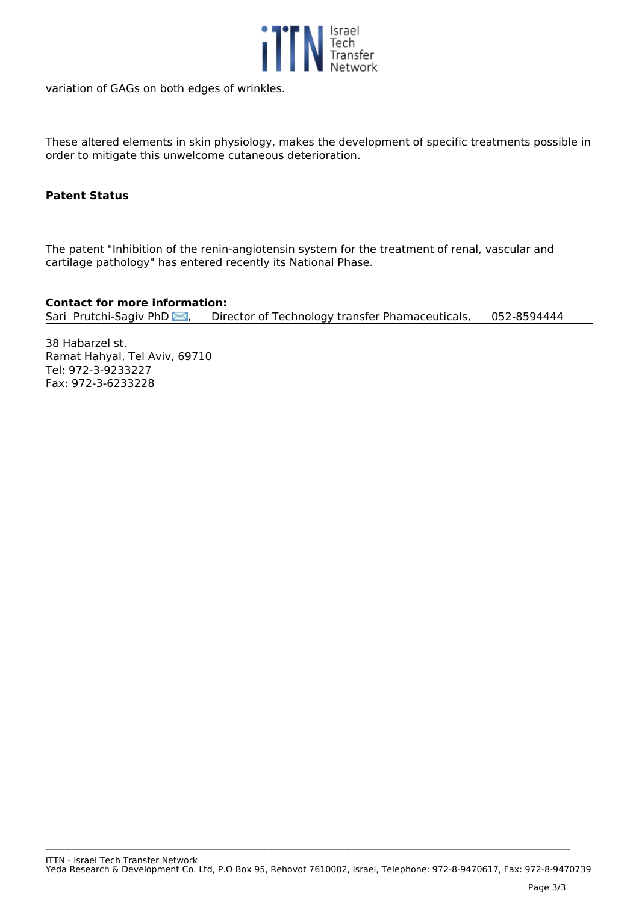variation of GAGs on both edges of wrinkles.

These altered elements in skin physiology, makes the development of specific treatments possible in order to mitigate this unwelcome cutaneous deterioration.

**Patent Status**

The patent "Inhibition of the renin-angiotensin system for the treatment of renal, vascular and cartilage pathology" has entered recently its National Phase.

**Contact for more information:**

Sari Prutchi-Sagiv PhD, Director of Technology transfer Phamaceuticals, 052-8594444

38 Habarzel st.
Ramat Hahyal, Tel Aviv, 69710
Tel: 972-3-9233227
Fax: 972-3-6233228